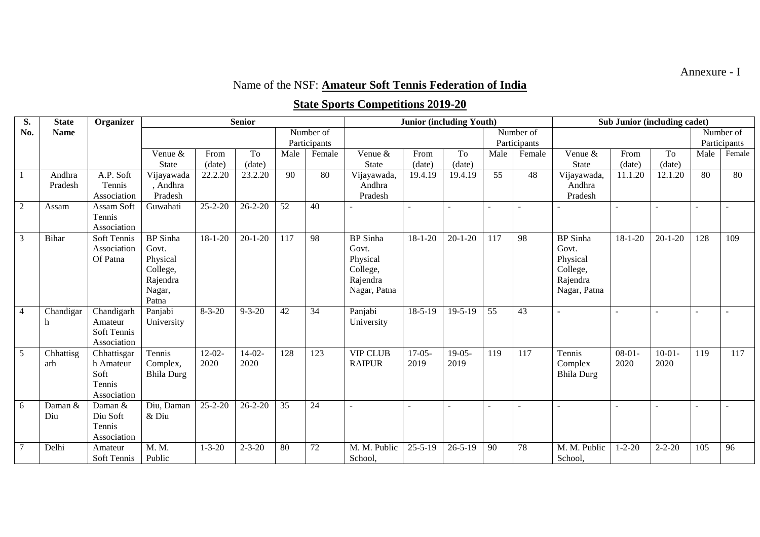Annexure - I

Name of the NSF: **Amateur Soft Tennis Federation of India**

## State Sports Competitions 2019-20

| S. No. | State Name | Organizer | Senior | | | | | Junior (including Youth) | | | | | Sub Junior (including cadet) | | | | |
|---|---|---|---|---|---|---|---|---|---|---|---|---|---|---|---|---|---|
| | | | | | | Number of Participants | | | | | Number of Participants | | | | | Number of Participants | |
| | | | Venue & State | From (date) | To (date) | Male | Female | Venue & State | From (date) | To (date) | Male | Female | Venue & State | From (date) | To (date) | Male | Female |
| 1 | Andhra Pradesh | A.P. Soft Tennis Association | Vijayawada, Andhra Pradesh | 22.2.20 | 23.2.20 | 90 | 80 | Vijayawada, Andhra Pradesh | 19.4.19 | 19.4.19 | 55 | 48 | Vijayawada, Andhra Pradesh | 11.1.20 | 12.1.20 | 80 | 80 |
| 2 | Assam | Assam Soft Tennis Association | Guwahati | 25-2-20 | 26-2-20 | 52 | 40 | - | - | - | - | - | - | - | - | - | - |
| 3 | Bihar | Soft Tennis Association Of Patna | BP Sinha Govt. Physical College, Rajendra Nagar, Patna | 18-1-20 | 20-1-20 | 117 | 98 | BP Sinha Govt. Physical College, Rajendra Nagar, Patna | 18-1-20 | 20-1-20 | 117 | 98 | BP Sinha Govt. Physical College, Rajendra Nagar, Patna | 18-1-20 | 20-1-20 | 128 | 109 |
| 4 | Chandigarh | Chandigarh Amateur Soft Tennis Association | Panjabi University | 8-3-20 | 9-3-20 | 42 | 34 | Panjabi University | 18-5-19 | 19-5-19 | 55 | 43 | - | - | - | - | - |
| 5 | Chhattisgarh | Chhattisgarh Amateur Soft Tennis Association | Tennis Complex, Bhila Durg | 12-02-2020 | 14-02-2020 | 128 | 123 | VIP CLUB RAIPUR | 17-05-2019 | 19-05-2019 | 119 | 117 | Tennis Complex Bhila Durg | 08-01-2020 | 10-01-2020 | 119 | 117 |
| 6 | Daman & Diu | Daman & Diu Soft Tennis Association | Diu, Daman & Diu | 25-2-20 | 26-2-20 | 35 | 24 | - | - | - | - | - | - | - | - | - | - |
| 7 | Delhi | Amateur Soft Tennis | M. M. Public | 1-3-20 | 2-3-20 | 80 | 72 | M. M. Public School, | 25-5-19 | 26-5-19 | 90 | 78 | M. M. Public School, | 1-2-20 | 2-2-20 | 105 | 96 |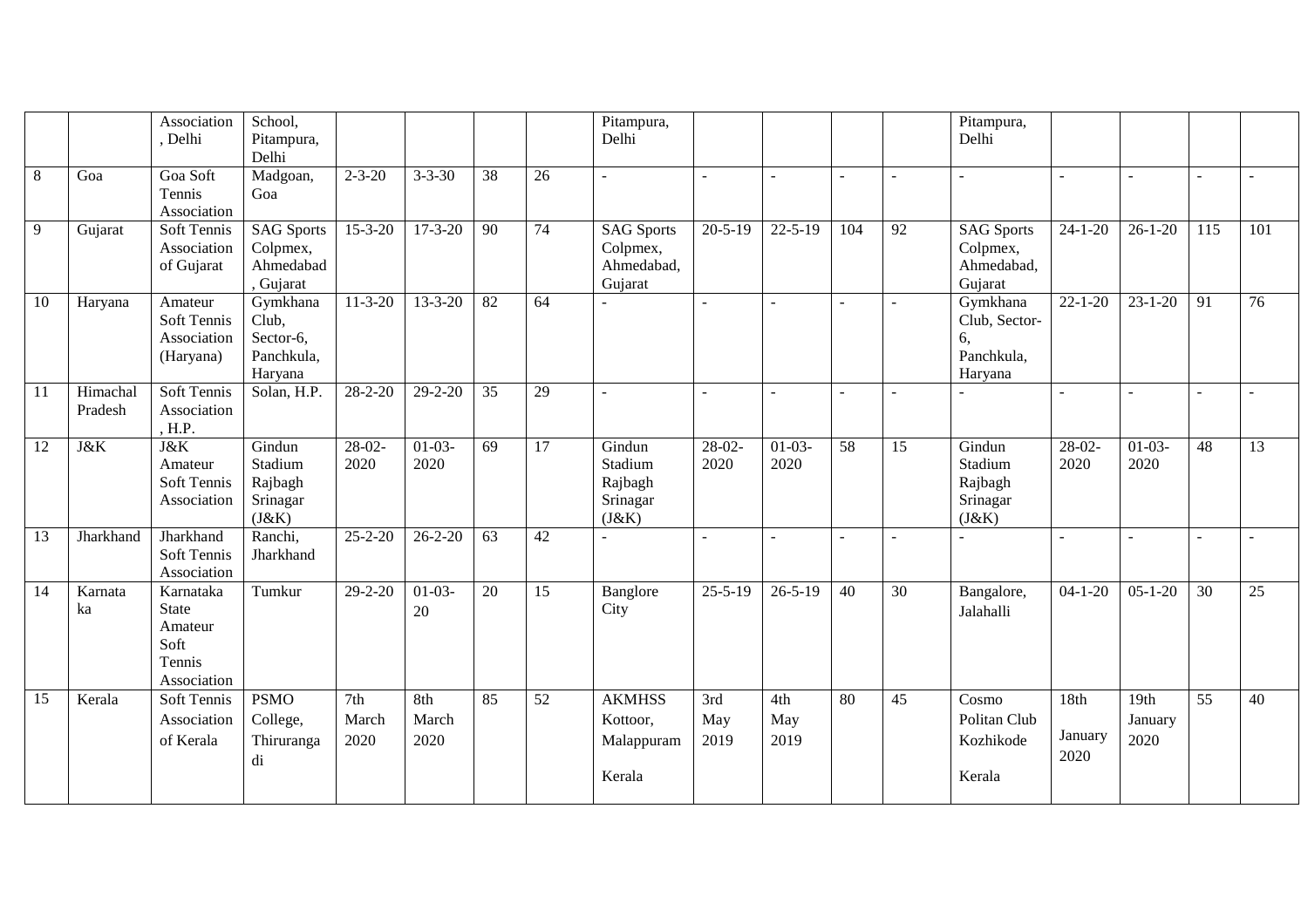|  |  |  |  |  |  |  |  |  |  |  |  |  |  |  |  |  |  |
|---|---|---|---|---|---|---|---|---|---|---|---|---|---|---|---|---|---|
|  |  | Association , Delhi | School, Pitampura, Delhi |  |  |  |  | Pitampura, Delhi |  |  |  |  | Pitampura, Delhi |  |  |  |  |
| 8 | Goa | Goa Soft Tennis Association | Madgoan, Goa | 2-3-20 | 3-3-30 | 38 | 26 | - | - | - | - | - | - | - | - | - | - |
| 9 | Gujarat | Soft Tennis Association of Gujarat | SAG Sports Colpmex, Ahmedabad , Gujarat | 15-3-20 | 17-3-20 | 90 | 74 | SAG Sports Colpmex, Ahmedabad, Gujarat | 20-5-19 | 22-5-19 | 104 | 92 | SAG Sports Colpmex, Ahmedabad, Gujarat | 24-1-20 | 26-1-20 | 115 | 101 |
| 10 | Haryana | Amateur Soft Tennis Association (Haryana) | Gymkhana Club, Sector-6, Panchkula, Haryana | 11-3-20 | 13-3-20 | 82 | 64 | - | - | - | - | - | Gymkhana Club, Sector-6, Panchkula, Haryana | 22-1-20 | 23-1-20 | 91 | 76 |
| 11 | Himachal Pradesh | Soft Tennis Association , H.P. | Solan, H.P. | 28-2-20 | 29-2-20 | 35 | 29 | - | - | - | - | - | - | - | - | - | - |
| 12 | J&K | J&K Amateur Soft Tennis Association | Gindun Stadium Rajbagh Srinagar (J&K) | 28-02-2020 | 01-03-2020 | 69 | 17 | Gindun Stadium Rajbagh Srinagar (J&K) | 28-02-2020 | 01-03-2020 | 58 | 15 | Gindun Stadium Rajbagh Srinagar (J&K) | 28-02-2020 | 01-03-2020 | 48 | 13 |
| 13 | Jharkhand | Jharkhand Soft Tennis Association | Ranchi, Jharkhand | 25-2-20 | 26-2-20 | 63 | 42 | - | - | - | - | - | - | - | - | - | - |
| 14 | Karnataka | Karnataka State Amateur Soft Tennis Association | Tumkur | 29-2-20 | 01-03-20 | 20 | 15 | Banglore City | 25-5-19 | 26-5-19 | 40 | 30 | Bangalore, Jalahalli | 04-1-20 | 05-1-20 | 30 | 25 |
| 15 | Kerala | Soft Tennis Association of Kerala | PSMO College, Thiruranga di | 7th March 2020 | 8th March 2020 | 85 | 52 | AKMHSS Kottoor, Malappuram Kerala | 3rd May 2019 | 4th May 2019 | 80 | 45 | Cosmo Politan Club Kozhikode Kerala | 18th January 2020 | 19th January 2020 | 55 | 40 |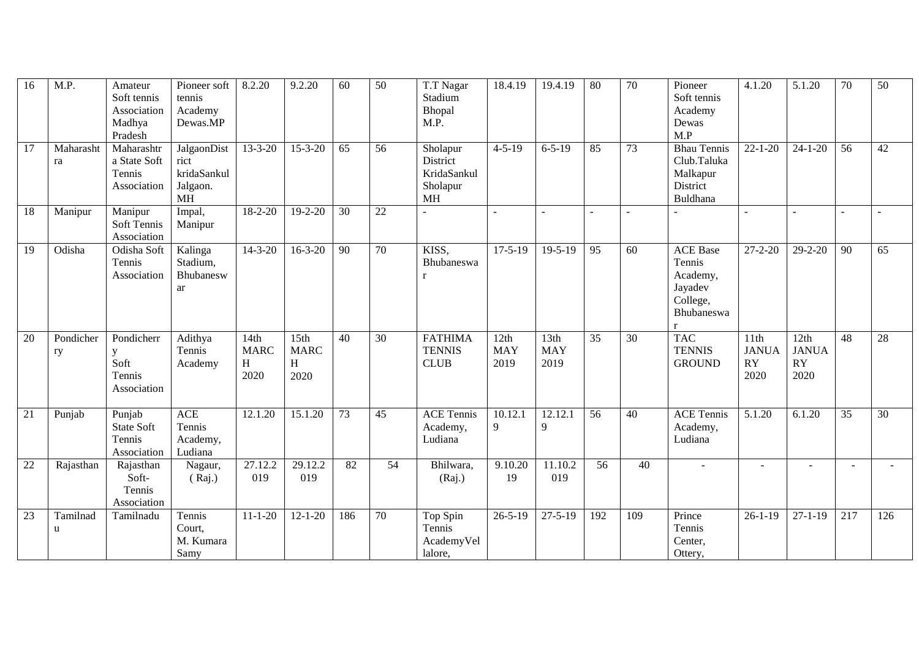| 16 | M.P. | Amateur Soft tennis Association Madhya Pradesh | Pioneer soft tennis Academy Dewas.MP | 8.2.20 | 9.2.20 | 60 | 50 | T.T Nagar Stadium Bhopal M.P. | 18.4.19 | 19.4.19 | 80 | 70 | Pioneer Soft tennis Academy Dewas M.P | 4.1.20 | 5.1.20 | 70 | 50 |
|---|---|---|---|---|---|---|---|---|---|---|---|---|---|---|---|---|---|
| 17 | Maharashtra | Maharashtra State Soft Tennis Association | JalgaonDistrict kridaSankul Jalgaon. MH | 13-3-20 | 15-3-20 | 65 | 56 | Sholapur District KridaSankul Sholapur MH | 4-5-19 | 6-5-19 | 85 | 73 | Bhau Tennis Club.Taluka Malkapur District Buldhana | 22-1-20 | 24-1-20 | 56 | 42 |
| 18 | Manipur | Manipur Soft Tennis Association | Impal, Manipur | 18-2-20 | 19-2-20 | 30 | 22 | - | - | - | - | - | - | - | - | - | - |
| 19 | Odisha | Odisha Soft Tennis Association | Kalinga Stadium, Bhubaneswar | 14-3-20 | 16-3-20 | 90 | 70 | KISS, Bhubaneswar | 17-5-19 | 19-5-19 | 95 | 60 | ACE Base Tennis Academy, Jayadev College, Bhubaneswar | 27-2-20 | 29-2-20 | 90 | 65 |
| 20 | Pondicherry | Pondicherry Soft Tennis Association | Adithya Tennis Academy | 14th MARCH 2020 | 15th MARCH 2020 | 40 | 30 | FATHIMA TENNIS CLUB | 12th MAY 2019 | 13th MAY 2019 | 35 | 30 | TAC TENNIS GROUND | 11th JANUARY 2020 | 12th JANUARY 2020 | 48 | 28 |
| 21 | Punjab | Punjab State Soft Tennis Association | ACE Tennis Academy, Ludiana | 12.1.20 | 15.1.20 | 73 | 45 | ACE Tennis Academy, Ludiana | 10.12.19 | 12.12.19 | 56 | 40 | ACE Tennis Academy, Ludiana | 5.1.20 | 6.1.20 | 35 | 30 |
| 22 | Rajasthan | Rajasthan Soft-Tennis Association | Nagaur, ( Raj.) | 27.12.2019 | 29.12.2019 | 82 | 54 | Bhilwara, (Raj.) | 9.10.2019 | 11.10.2019 | 56 | 40 | - | - | - | - | - |
| 23 | Tamilnadu | Tamilnadu | Tennis Court, M. Kumara Samy | 11-1-20 | 12-1-20 | 186 | 70 | Top Spin Tennis AcademyVellalore, | 26-5-19 | 27-5-19 | 192 | 109 | Prince Tennis Center, Ottery, | 26-1-19 | 27-1-19 | 217 | 126 |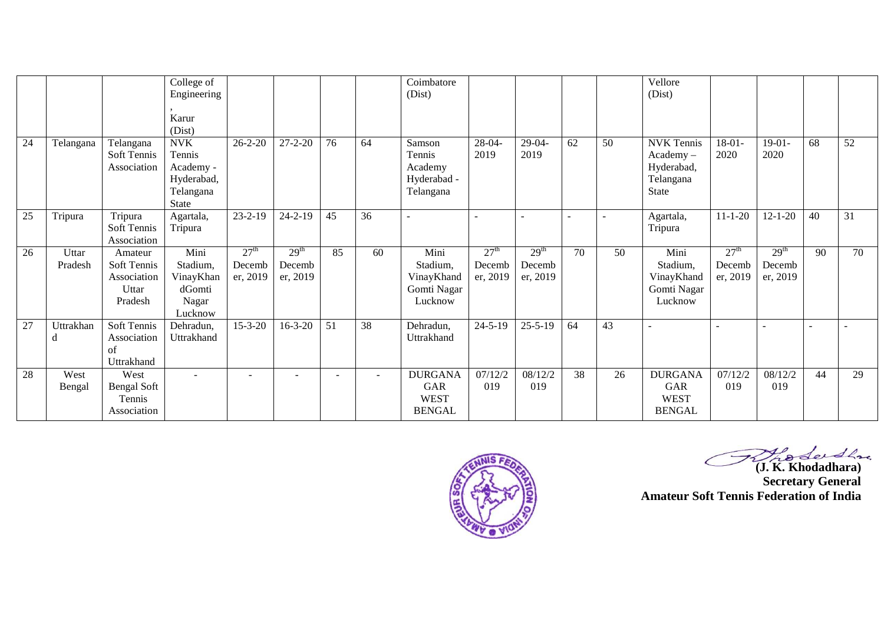| | | | | | | | | | | | | | | | | | | |
|---|---|---|---|---|---|---|---|---|---|---|---|---|---|---|---|---|---|---|
| | | | College of Engineering , Karur (Dist) | | | | | Coimbatore (Dist) | | | | | Vellore (Dist) | | | | |
| 24 | Telangana | Telangana Soft Tennis Association | NVK Tennis Academy - Hyderabad, Telangana State | 26-2-20 | 27-2-20 | 76 | 64 | Samson Tennis Academy Hyderabad - Telangana | 28-04-2019 | 29-04-2019 | 62 | 50 | NVK Tennis Academy – Hyderabad, Telangana State | 18-01-2020 | 19-01-2020 | 68 | 52 |
| 25 | Tripura | Tripura Soft Tennis Association | Agartala, Tripura | 23-2-19 | 24-2-19 | 45 | 36 | - | - | - | - | - | Agartala, Tripura | 11-1-20 | 12-1-20 | 40 | 31 |
| 26 | Uttar Pradesh | Amateur Soft Tennis Association Uttar Pradesh | Mini Stadium, VinayKhandGomti Nagar Lucknow | 27th December, 2019 | 29th December, 2019 | 85 | 60 | Mini Stadium, VinayKhand Gomti Nagar Lucknow | 27th December, 2019 | 29th December, 2019 | 70 | 50 | Mini Stadium, VinayKhand Gomti Nagar Lucknow | 27th December, 2019 | 29th December, 2019 | 90 | 70 |
| 27 | Uttrakhand | Soft Tennis Association of Uttrakhand | Dehradun, Uttrakhand | 15-3-20 | 16-3-20 | 51 | 38 | Dehradun, Uttrakhand | 24-5-19 | 25-5-19 | 64 | 43 | - | - | - | - | - |
| 28 | West Bengal | West Bengal Soft Tennis Association | - | - | - | - | - | DURGANAGAR WEST BENGAL | 07/12/2019 | 08/12/2019 | 38 | 26 | DURGANAGAR WEST BENGAL | 07/12/2019 | 08/12/2019 | 44 | 29 |

**(J. K. Khodadhara)**
**Secretary General**
**Amateur Soft Tennis Federation of India**